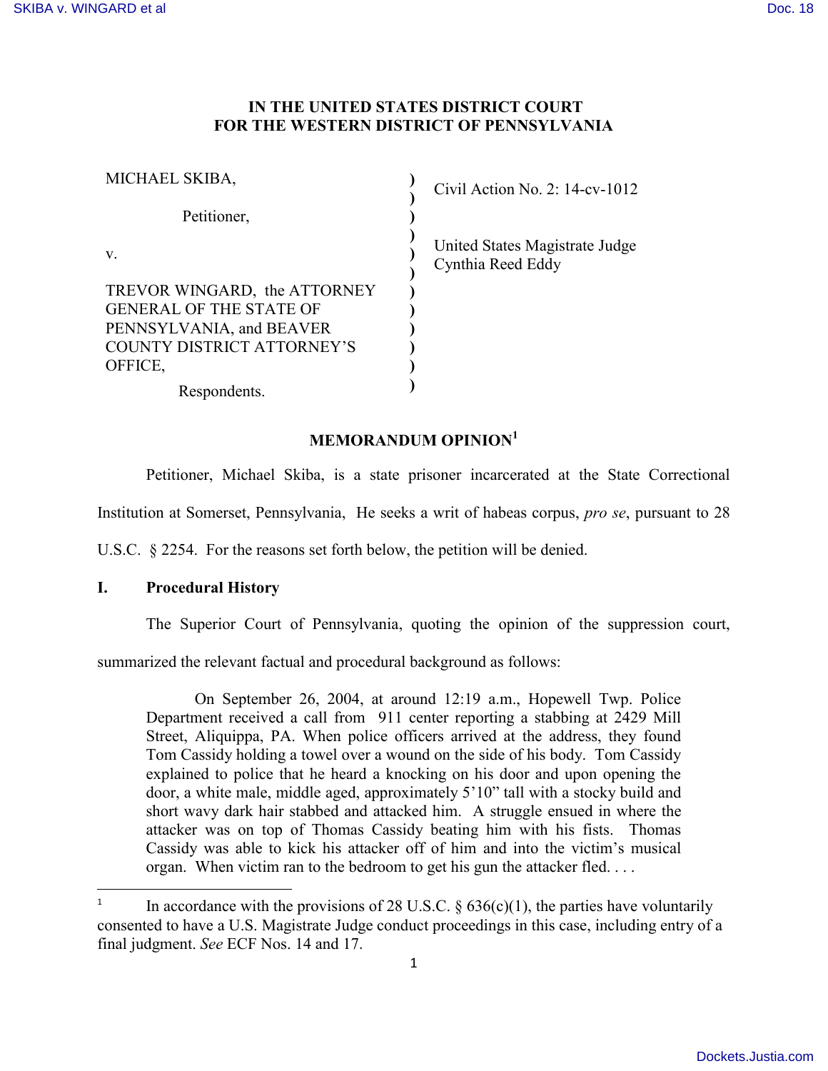**IN THE UNITED STATES DISTRICT COURT**
**FOR THE WESTERN DISTRICT OF PENNSYLVANIA**

| | | |
|---|---|---|
| MICHAEL SKIBA, | ) | Civil Action No. 2: 14-cv-1012 |
| Petitioner, | ) | |
| v. | ) | United States Magistrate Judge Cynthia Reed Eddy |
| TREVOR WINGARD, the ATTORNEY GENERAL OF THE STATE OF PENNSYLVANIA, and BEAVER COUNTY DISTRICT ATTORNEY'S OFFICE, | ) | |
| Respondents. | ) | |

**MEMORANDUM OPINION**[1]

Petitioner, Michael Skiba, is a state prisoner incarcerated at the State Correctional Institution at Somerset, Pennsylvania, He seeks a writ of habeas corpus, *pro se*, pursuant to 28 U.S.C. § 2254. For the reasons set forth below, the petition will be denied.

## I. Procedural History

The Superior Court of Pennsylvania, quoting the opinion of the suppression court, summarized the relevant factual and procedural background as follows:

> On September 26, 2004, at around 12:19 a.m., Hopewell Twp. Police Department received a call from 911 center reporting a stabbing at 2429 Mill Street, Aliquippa, PA. When police officers arrived at the address, they found Tom Cassidy holding a towel over a wound on the side of his body. Tom Cassidy explained to police that he heard a knocking on his door and upon opening the door, a white male, middle aged, approximately 5'10" tall with a stocky build and short wavy dark hair stabbed and attacked him. A struggle ensued in where the attacker was on top of Thomas Cassidy beating him with his fists. Thomas Cassidy was able to kick his attacker off of him and into the victim's musical organ. When victim ran to the bedroom to get his gun the attacker fled. . . .

[1] In accordance with the provisions of 28 U.S.C. § 636(c)(1), the parties have voluntarily consented to have a U.S. Magistrate Judge conduct proceedings in this case, including entry of a final judgment. *See* ECF Nos. 14 and 17.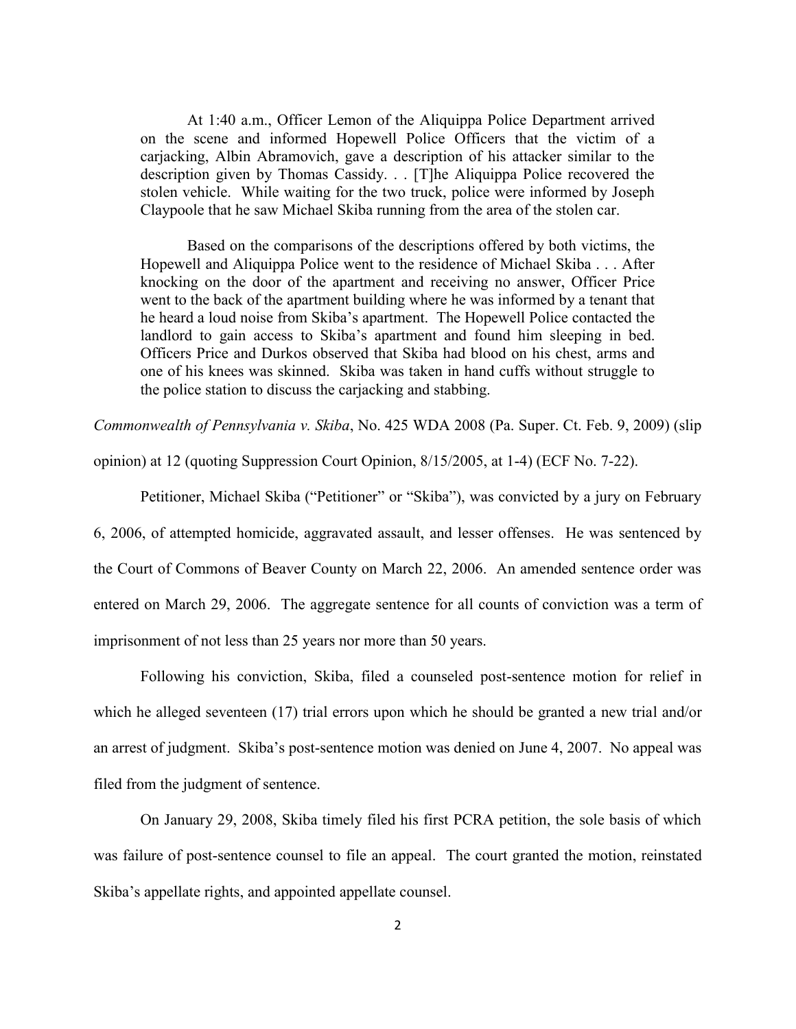> At 1:40 a.m., Officer Lemon of the Aliquippa Police Department arrived on the scene and informed Hopewell Police Officers that the victim of a carjacking, Albin Abramovich, gave a description of his attacker similar to the description given by Thomas Cassidy. . . [T]he Aliquippa Police recovered the stolen vehicle. While waiting for the two truck, police were informed by Joseph Claypoole that he saw Michael Skiba running from the area of the stolen car.
>
> Based on the comparisons of the descriptions offered by both victims, the Hopewell and Aliquippa Police went to the residence of Michael Skiba . . . After knocking on the door of the apartment and receiving no answer, Officer Price went to the back of the apartment building where he was informed by a tenant that he heard a loud noise from Skiba's apartment. The Hopewell Police contacted the landlord to gain access to Skiba's apartment and found him sleeping in bed. Officers Price and Durkos observed that Skiba had blood on his chest, arms and one of his knees was skinned. Skiba was taken in hand cuffs without struggle to the police station to discuss the carjacking and stabbing.

*Commonwealth of Pennsylvania v. Skiba*, No. 425 WDA 2008 (Pa. Super. Ct. Feb. 9, 2009) (slip opinion) at 12 (quoting Suppression Court Opinion, 8/15/2005, at 1-4) (ECF No. 7-22).

Petitioner, Michael Skiba ("Petitioner" or "Skiba"), was convicted by a jury on February 6, 2006, of attempted homicide, aggravated assault, and lesser offenses. He was sentenced by the Court of Commons of Beaver County on March 22, 2006. An amended sentence order was entered on March 29, 2006. The aggregate sentence for all counts of conviction was a term of imprisonment of not less than 25 years nor more than 50 years.

Following his conviction, Skiba, filed a counseled post-sentence motion for relief in which he alleged seventeen (17) trial errors upon which he should be granted a new trial and/or an arrest of judgment. Skiba's post-sentence motion was denied on June 4, 2007. No appeal was filed from the judgment of sentence.

On January 29, 2008, Skiba timely filed his first PCRA petition, the sole basis of which was failure of post-sentence counsel to file an appeal. The court granted the motion, reinstated Skiba's appellate rights, and appointed appellate counsel.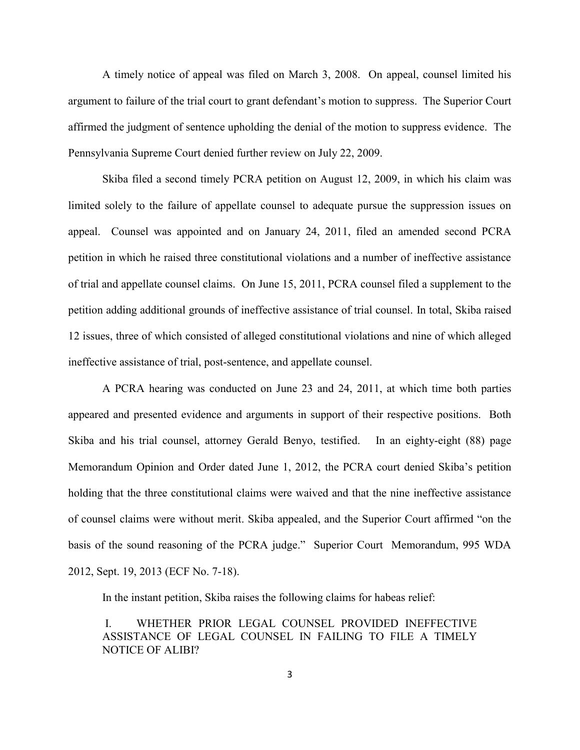A timely notice of appeal was filed on March 3, 2008. On appeal, counsel limited his argument to failure of the trial court to grant defendant's motion to suppress. The Superior Court affirmed the judgment of sentence upholding the denial of the motion to suppress evidence. The Pennsylvania Supreme Court denied further review on July 22, 2009.

Skiba filed a second timely PCRA petition on August 12, 2009, in which his claim was limited solely to the failure of appellate counsel to adequate pursue the suppression issues on appeal. Counsel was appointed and on January 24, 2011, filed an amended second PCRA petition in which he raised three constitutional violations and a number of ineffective assistance of trial and appellate counsel claims. On June 15, 2011, PCRA counsel filed a supplement to the petition adding additional grounds of ineffective assistance of trial counsel. In total, Skiba raised 12 issues, three of which consisted of alleged constitutional violations and nine of which alleged ineffective assistance of trial, post-sentence, and appellate counsel.

A PCRA hearing was conducted on June 23 and 24, 2011, at which time both parties appeared and presented evidence and arguments in support of their respective positions. Both Skiba and his trial counsel, attorney Gerald Benyo, testified. In an eighty-eight (88) page Memorandum Opinion and Order dated June 1, 2012, the PCRA court denied Skiba's petition holding that the three constitutional claims were waived and that the nine ineffective assistance of counsel claims were without merit. Skiba appealed, and the Superior Court affirmed "on the basis of the sound reasoning of the PCRA judge." Superior Court Memorandum, 995 WDA 2012, Sept. 19, 2013 (ECF No. 7-18).

In the instant petition, Skiba raises the following claims for habeas relief:

> I. WHETHER PRIOR LEGAL COUNSEL PROVIDED INEFFECTIVE ASSISTANCE OF LEGAL COUNSEL IN FAILING TO FILE A TIMELY NOTICE OF ALIBI?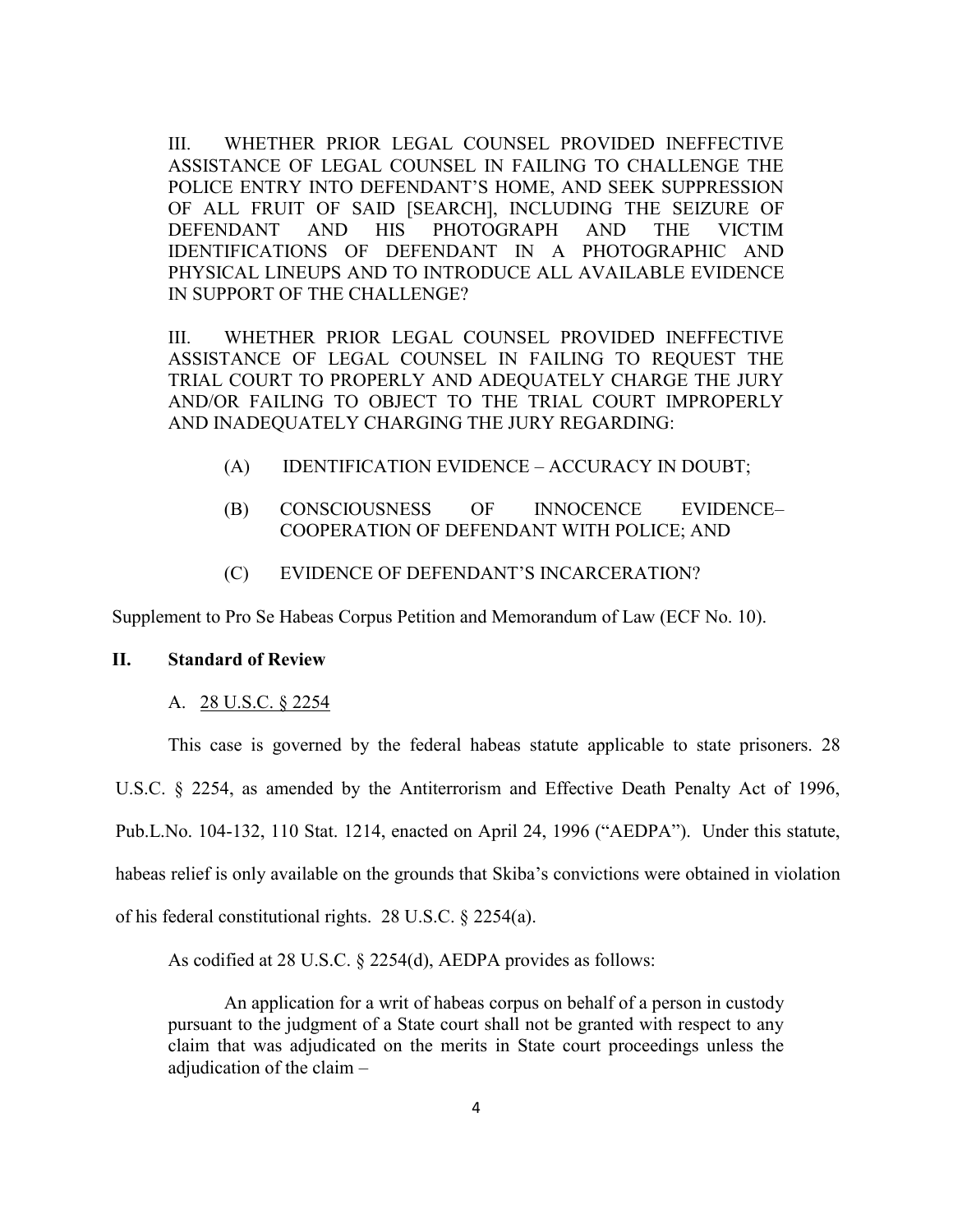III. WHETHER PRIOR LEGAL COUNSEL PROVIDED INEFFECTIVE ASSISTANCE OF LEGAL COUNSEL IN FAILING TO CHALLENGE THE POLICE ENTRY INTO DEFENDANT'S HOME, AND SEEK SUPPRESSION OF ALL FRUIT OF SAID [SEARCH], INCLUDING THE SEIZURE OF DEFENDANT AND HIS PHOTOGRAPH AND THE VICTIM IDENTIFICATIONS OF DEFENDANT IN A PHOTOGRAPHIC AND PHYSICAL LINEUPS AND TO INTRODUCE ALL AVAILABLE EVIDENCE IN SUPPORT OF THE CHALLENGE?

III. WHETHER PRIOR LEGAL COUNSEL PROVIDED INEFFECTIVE ASSISTANCE OF LEGAL COUNSEL IN FAILING TO REQUEST THE TRIAL COURT TO PROPERLY AND ADEQUATELY CHARGE THE JURY AND/OR FAILING TO OBJECT TO THE TRIAL COURT IMPROPERLY AND INADEQUATELY CHARGING THE JURY REGARDING:

(A) IDENTIFICATION EVIDENCE – ACCURACY IN DOUBT;

(B) CONSCIOUSNESS OF INNOCENCE EVIDENCE– COOPERATION OF DEFENDANT WITH POLICE; AND

(C) EVIDENCE OF DEFENDANT'S INCARCERATION?

Supplement to Pro Se Habeas Corpus Petition and Memorandum of Law (ECF No. 10).

## II. Standard of Review

### A. 28 U.S.C. § 2254

This case is governed by the federal habeas statute applicable to state prisoners. 28 U.S.C. § 2254, as amended by the Antiterrorism and Effective Death Penalty Act of 1996, Pub.L.No. 104-132, 110 Stat. 1214, enacted on April 24, 1996 ("AEDPA"). Under this statute, habeas relief is only available on the grounds that Skiba's convictions were obtained in violation of his federal constitutional rights. 28 U.S.C. § 2254(a).

As codified at 28 U.S.C. § 2254(d), AEDPA provides as follows:

> An application for a writ of habeas corpus on behalf of a person in custody pursuant to the judgment of a State court shall not be granted with respect to any claim that was adjudicated on the merits in State court proceedings unless the adjudication of the claim –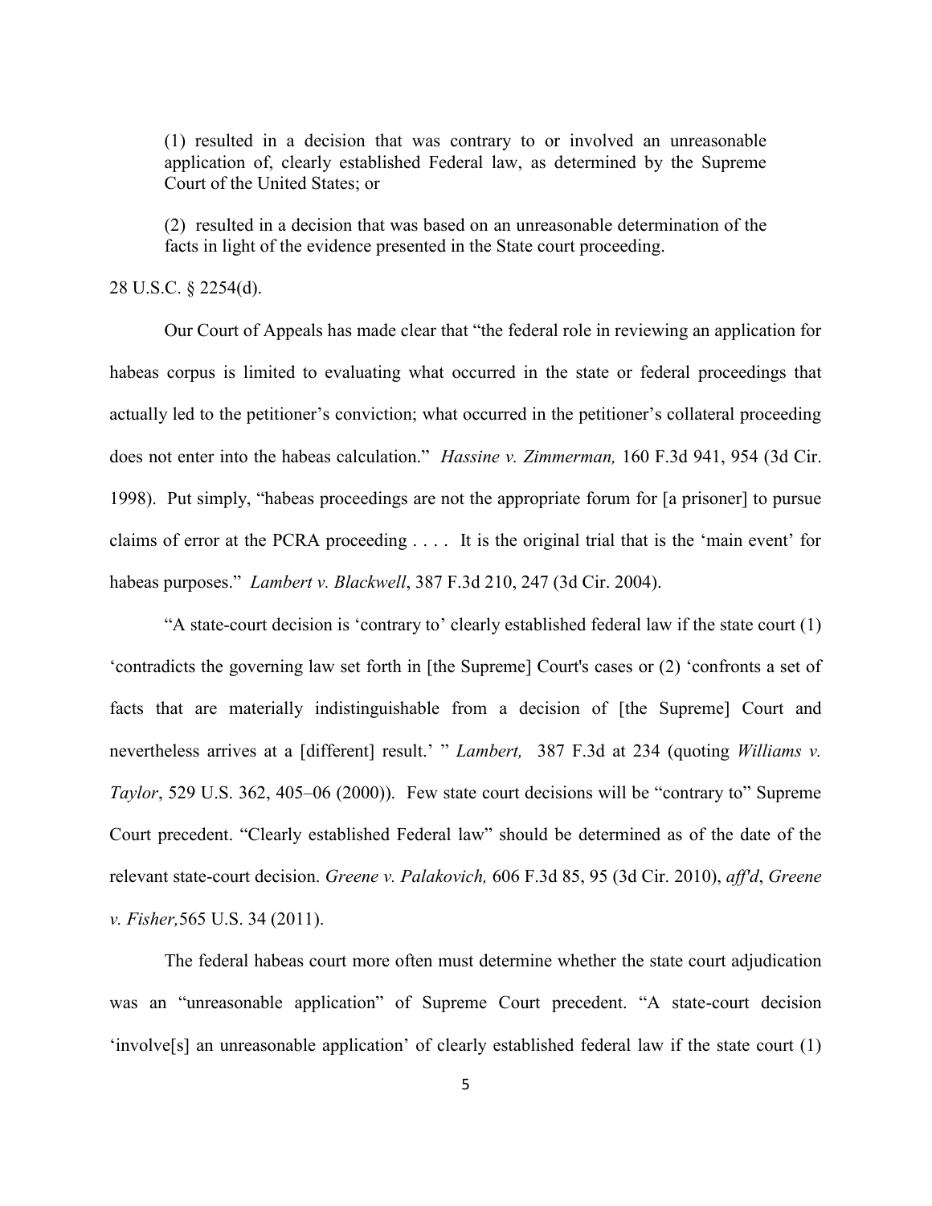> (1) resulted in a decision that was contrary to or involved an unreasonable application of, clearly established Federal law, as determined by the Supreme Court of the United States; or
>
> (2) resulted in a decision that was based on an unreasonable determination of the facts in light of the evidence presented in the State court proceeding.

28 U.S.C. § 2254(d).

Our Court of Appeals has made clear that "the federal role in reviewing an application for habeas corpus is limited to evaluating what occurred in the state or federal proceedings that actually led to the petitioner's conviction; what occurred in the petitioner's collateral proceeding does not enter into the habeas calculation." *Hassine v. Zimmerman,* 160 F.3d 941, 954 (3d Cir. 1998). Put simply, "habeas proceedings are not the appropriate forum for [a prisoner] to pursue claims of error at the PCRA proceeding . . . . It is the original trial that is the 'main event' for habeas purposes." *Lambert v. Blackwell*, 387 F.3d 210, 247 (3d Cir. 2004).

"A state-court decision is 'contrary to' clearly established federal law if the state court (1) 'contradicts the governing law set forth in [the Supreme] Court's cases or (2) 'confronts a set of facts that are materially indistinguishable from a decision of [the Supreme] Court and nevertheless arrives at a [different] result.' " *Lambert,* 387 F.3d at 234 (quoting *Williams v. Taylor*, 529 U.S. 362, 405–06 (2000)). Few state court decisions will be "contrary to" Supreme Court precedent. "Clearly established Federal law" should be determined as of the date of the relevant state-court decision. *Greene v. Palakovich,* 606 F.3d 85, 95 (3d Cir. 2010), *aff'd*, *Greene v. Fisher,*565 U.S. 34 (2011).

The federal habeas court more often must determine whether the state court adjudication was an "unreasonable application" of Supreme Court precedent. "A state-court decision 'involve[s] an unreasonable application' of clearly established federal law if the state court (1)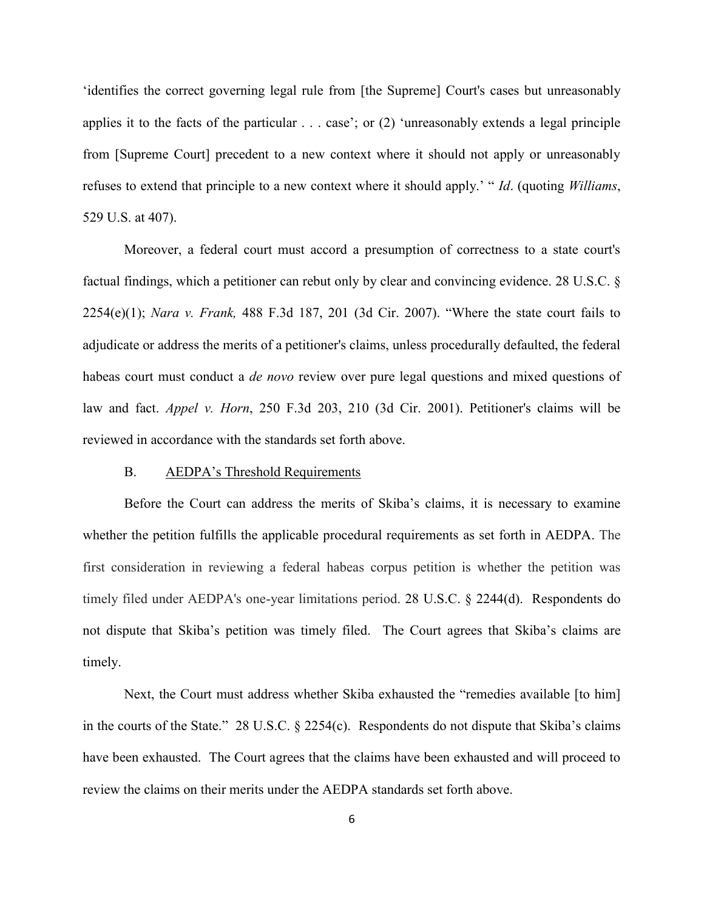'identifies the correct governing legal rule from [the Supreme] Court's cases but unreasonably applies it to the facts of the particular . . . case'; or (2) 'unreasonably extends a legal principle from [Supreme Court] precedent to a new context where it should not apply or unreasonably refuses to extend that principle to a new context where it should apply.' " *Id*. (quoting *Williams*, 529 U.S. at 407).

Moreover, a federal court must accord a presumption of correctness to a state court's factual findings, which a petitioner can rebut only by clear and convincing evidence. 28 U.S.C. § 2254(e)(1); *Nara v. Frank,* 488 F.3d 187, 201 (3d Cir. 2007). "Where the state court fails to adjudicate or address the merits of a petitioner's claims, unless procedurally defaulted, the federal habeas court must conduct a *de novo* review over pure legal questions and mixed questions of law and fact. *Appel v. Horn*, 250 F.3d 203, 210 (3d Cir. 2001). Petitioner's claims will be reviewed in accordance with the standards set forth above.

B. <u>AEDPA's Threshold Requirements</u>

Before the Court can address the merits of Skiba's claims, it is necessary to examine whether the petition fulfills the applicable procedural requirements as set forth in AEDPA. The first consideration in reviewing a federal habeas corpus petition is whether the petition was timely filed under AEDPA's one-year limitations period. 28 U.S.C. § 2244(d). Respondents do not dispute that Skiba's petition was timely filed. The Court agrees that Skiba's claims are timely.

Next, the Court must address whether Skiba exhausted the "remedies available [to him] in the courts of the State." 28 U.S.C. § 2254(c). Respondents do not dispute that Skiba's claims have been exhausted. The Court agrees that the claims have been exhausted and will proceed to review the claims on their merits under the AEDPA standards set forth above.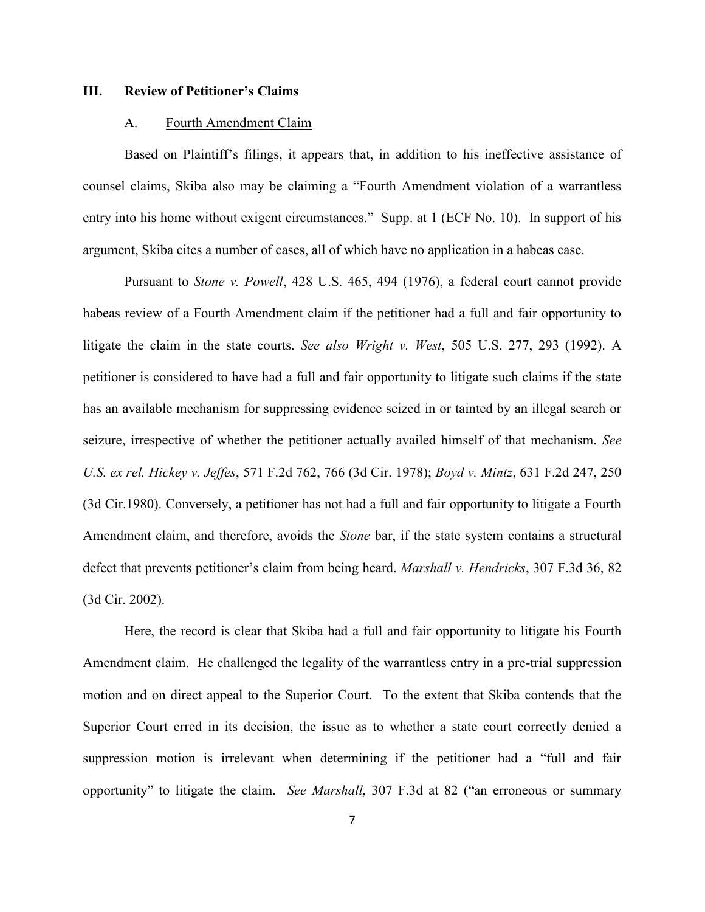## III. Review of Petitioner's Claims

### A. Fourth Amendment Claim

Based on Plaintiff's filings, it appears that, in addition to his ineffective assistance of counsel claims, Skiba also may be claiming a "Fourth Amendment violation of a warrantless entry into his home without exigent circumstances." Supp. at 1 (ECF No. 10). In support of his argument, Skiba cites a number of cases, all of which have no application in a habeas case.

Pursuant to *Stone v. Powell*, 428 U.S. 465, 494 (1976), a federal court cannot provide habeas review of a Fourth Amendment claim if the petitioner had a full and fair opportunity to litigate the claim in the state courts. *See also Wright v. West*, 505 U.S. 277, 293 (1992). A petitioner is considered to have had a full and fair opportunity to litigate such claims if the state has an available mechanism for suppressing evidence seized in or tainted by an illegal search or seizure, irrespective of whether the petitioner actually availed himself of that mechanism. *See U.S. ex rel. Hickey v. Jeffes*, 571 F.2d 762, 766 (3d Cir. 1978); *Boyd v. Mintz*, 631 F.2d 247, 250 (3d Cir.1980). Conversely, a petitioner has not had a full and fair opportunity to litigate a Fourth Amendment claim, and therefore, avoids the *Stone* bar, if the state system contains a structural defect that prevents petitioner's claim from being heard. *Marshall v. Hendricks*, 307 F.3d 36, 82 (3d Cir. 2002).

Here, the record is clear that Skiba had a full and fair opportunity to litigate his Fourth Amendment claim. He challenged the legality of the warrantless entry in a pre-trial suppression motion and on direct appeal to the Superior Court. To the extent that Skiba contends that the Superior Court erred in its decision, the issue as to whether a state court correctly denied a suppression motion is irrelevant when determining if the petitioner had a "full and fair opportunity" to litigate the claim. *See Marshall*, 307 F.3d at 82 ("an erroneous or summary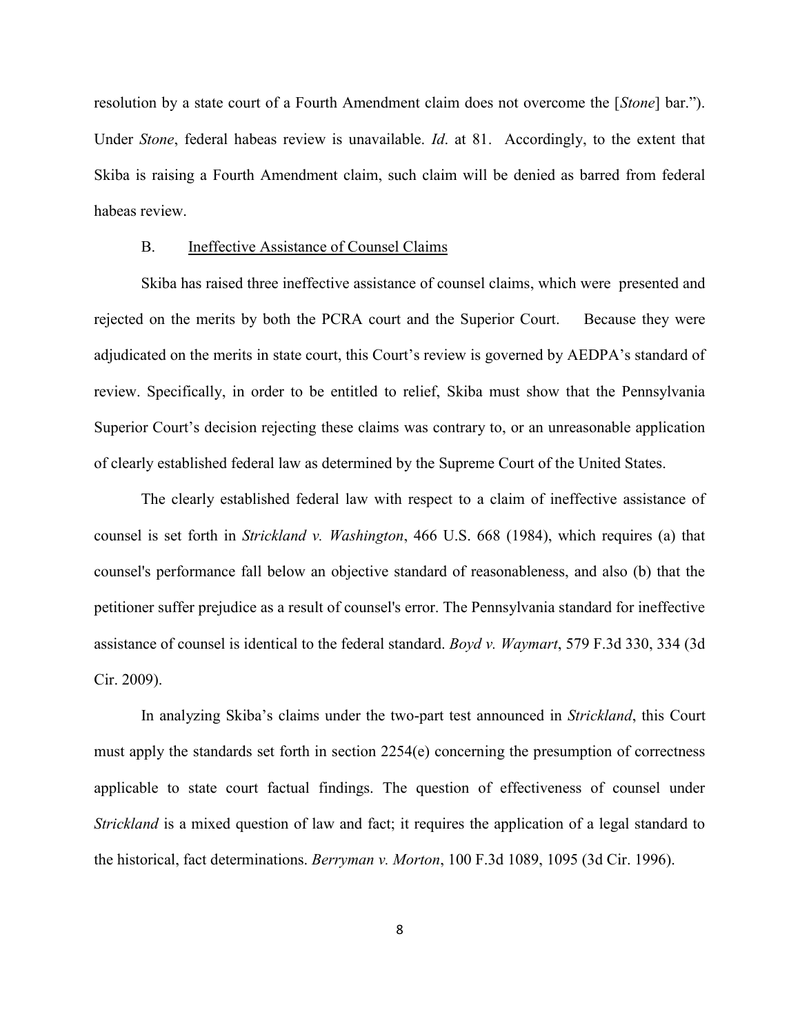resolution by a state court of a Fourth Amendment claim does not overcome the [*Stone*] bar."). Under *Stone*, federal habeas review is unavailable. *Id*. at 81. Accordingly, to the extent that Skiba is raising a Fourth Amendment claim, such claim will be denied as barred from federal habeas review.

### B. Ineffective Assistance of Counsel Claims

Skiba has raised three ineffective assistance of counsel claims, which were presented and rejected on the merits by both the PCRA court and the Superior Court. Because they were adjudicated on the merits in state court, this Court's review is governed by AEDPA's standard of review. Specifically, in order to be entitled to relief, Skiba must show that the Pennsylvania Superior Court's decision rejecting these claims was contrary to, or an unreasonable application of clearly established federal law as determined by the Supreme Court of the United States.

The clearly established federal law with respect to a claim of ineffective assistance of counsel is set forth in *Strickland v. Washington*, 466 U.S. 668 (1984), which requires (a) that counsel's performance fall below an objective standard of reasonableness, and also (b) that the petitioner suffer prejudice as a result of counsel's error. The Pennsylvania standard for ineffective assistance of counsel is identical to the federal standard. *Boyd v. Waymart*, 579 F.3d 330, 334 (3d Cir. 2009).

In analyzing Skiba's claims under the two-part test announced in *Strickland*, this Court must apply the standards set forth in section 2254(e) concerning the presumption of correctness applicable to state court factual findings. The question of effectiveness of counsel under *Strickland* is a mixed question of law and fact; it requires the application of a legal standard to the historical, fact determinations. *Berryman v. Morton*, 100 F.3d 1089, 1095 (3d Cir. 1996).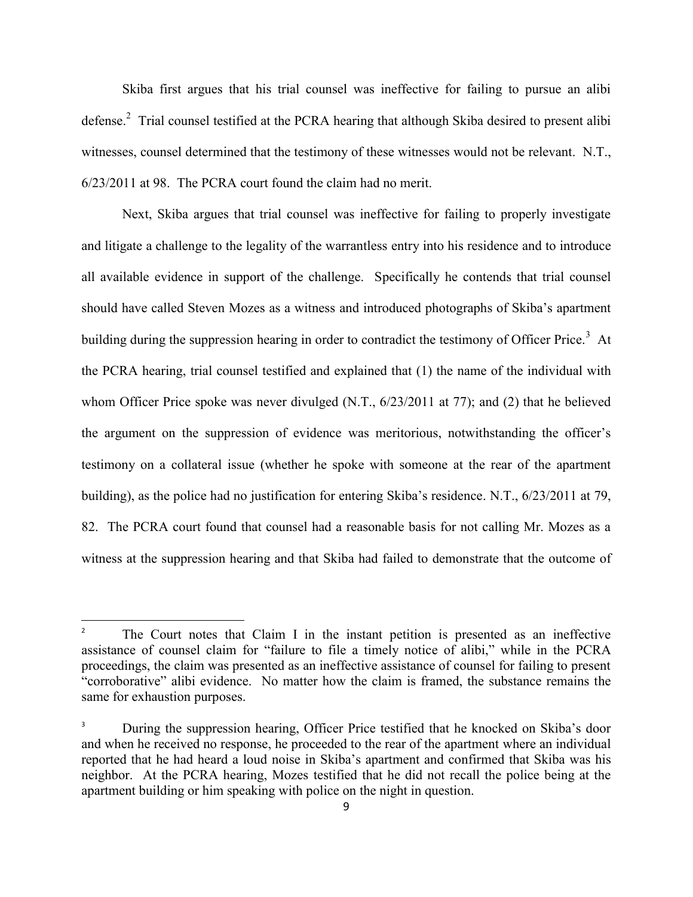Skiba first argues that his trial counsel was ineffective for failing to pursue an alibi defense.[2] Trial counsel testified at the PCRA hearing that although Skiba desired to present alibi witnesses, counsel determined that the testimony of these witnesses would not be relevant. N.T., 6/23/2011 at 98. The PCRA court found the claim had no merit.

Next, Skiba argues that trial counsel was ineffective for failing to properly investigate and litigate a challenge to the legality of the warrantless entry into his residence and to introduce all available evidence in support of the challenge. Specifically he contends that trial counsel should have called Steven Mozes as a witness and introduced photographs of Skiba's apartment building during the suppression hearing in order to contradict the testimony of Officer Price.[3] At the PCRA hearing, trial counsel testified and explained that (1) the name of the individual with whom Officer Price spoke was never divulged (N.T., 6/23/2011 at 77); and (2) that he believed the argument on the suppression of evidence was meritorious, notwithstanding the officer's testimony on a collateral issue (whether he spoke with someone at the rear of the apartment building), as the police had no justification for entering Skiba's residence. N.T., 6/23/2011 at 79, 82. The PCRA court found that counsel had a reasonable basis for not calling Mr. Mozes as a witness at the suppression hearing and that Skiba had failed to demonstrate that the outcome of

---

[2] The Court notes that Claim I in the instant petition is presented as an ineffective assistance of counsel claim for "failure to file a timely notice of alibi," while in the PCRA proceedings, the claim was presented as an ineffective assistance of counsel for failing to present "corroborative" alibi evidence. No matter how the claim is framed, the substance remains the same for exhaustion purposes.

[3] During the suppression hearing, Officer Price testified that he knocked on Skiba's door and when he received no response, he proceeded to the rear of the apartment where an individual reported that he had heard a loud noise in Skiba's apartment and confirmed that Skiba was his neighbor. At the PCRA hearing, Mozes testified that he did not recall the police being at the apartment building or him speaking with police on the night in question.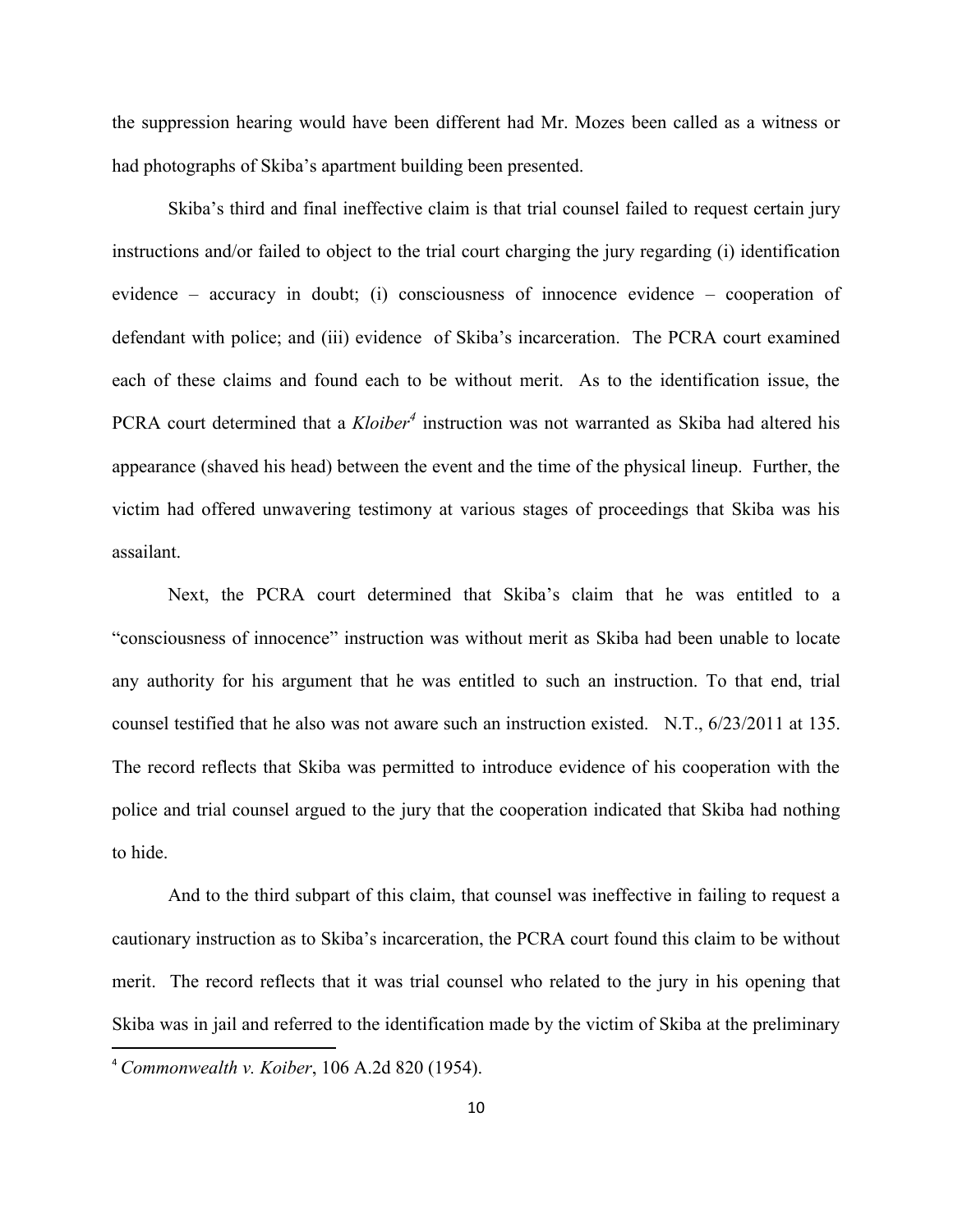the suppression hearing would have been different had Mr. Mozes been called as a witness or had photographs of Skiba's apartment building been presented.

Skiba's third and final ineffective claim is that trial counsel failed to request certain jury instructions and/or failed to object to the trial court charging the jury regarding (i) identification evidence – accuracy in doubt; (i) consciousness of innocence evidence – cooperation of defendant with police; and (iii) evidence of Skiba's incarceration. The PCRA court examined each of these claims and found each to be without merit. As to the identification issue, the PCRA court determined that a *Kloiber*[4] instruction was not warranted as Skiba had altered his appearance (shaved his head) between the event and the time of the physical lineup. Further, the victim had offered unwavering testimony at various stages of proceedings that Skiba was his assailant.

Next, the PCRA court determined that Skiba's claim that he was entitled to a "consciousness of innocence" instruction was without merit as Skiba had been unable to locate any authority for his argument that he was entitled to such an instruction. To that end, trial counsel testified that he also was not aware such an instruction existed. N.T., 6/23/2011 at 135. The record reflects that Skiba was permitted to introduce evidence of his cooperation with the police and trial counsel argued to the jury that the cooperation indicated that Skiba had nothing to hide.

And to the third subpart of this claim, that counsel was ineffective in failing to request a cautionary instruction as to Skiba's incarceration, the PCRA court found this claim to be without merit. The record reflects that it was trial counsel who related to the jury in his opening that Skiba was in jail and referred to the identification made by the victim of Skiba at the preliminary

[4] *Commonwealth v. Koiber*, 106 A.2d 820 (1954).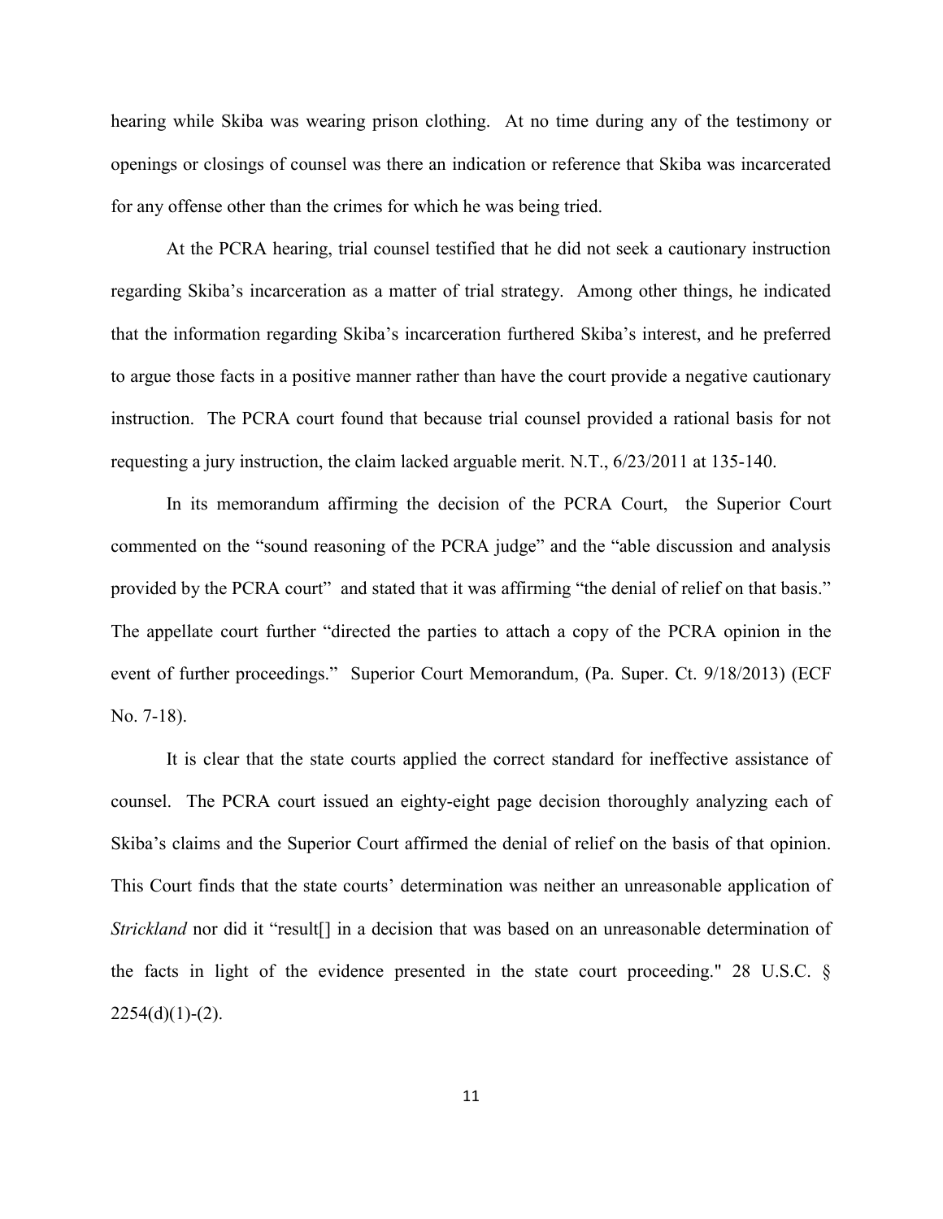hearing while Skiba was wearing prison clothing. At no time during any of the testimony or openings or closings of counsel was there an indication or reference that Skiba was incarcerated for any offense other than the crimes for which he was being tried.

At the PCRA hearing, trial counsel testified that he did not seek a cautionary instruction regarding Skiba's incarceration as a matter of trial strategy. Among other things, he indicated that the information regarding Skiba's incarceration furthered Skiba's interest, and he preferred to argue those facts in a positive manner rather than have the court provide a negative cautionary instruction. The PCRA court found that because trial counsel provided a rational basis for not requesting a jury instruction, the claim lacked arguable merit. N.T., 6/23/2011 at 135-140.

In its memorandum affirming the decision of the PCRA Court, the Superior Court commented on the "sound reasoning of the PCRA judge" and the "able discussion and analysis provided by the PCRA court" and stated that it was affirming "the denial of relief on that basis." The appellate court further "directed the parties to attach a copy of the PCRA opinion in the event of further proceedings." Superior Court Memorandum, (Pa. Super. Ct. 9/18/2013) (ECF No. 7-18).

It is clear that the state courts applied the correct standard for ineffective assistance of counsel. The PCRA court issued an eighty-eight page decision thoroughly analyzing each of Skiba's claims and the Superior Court affirmed the denial of relief on the basis of that opinion. This Court finds that the state courts' determination was neither an unreasonable application of *Strickland* nor did it "result[] in a decision that was based on an unreasonable determination of the facts in light of the evidence presented in the state court proceeding." 28 U.S.C. § 2254(d)(1)-(2).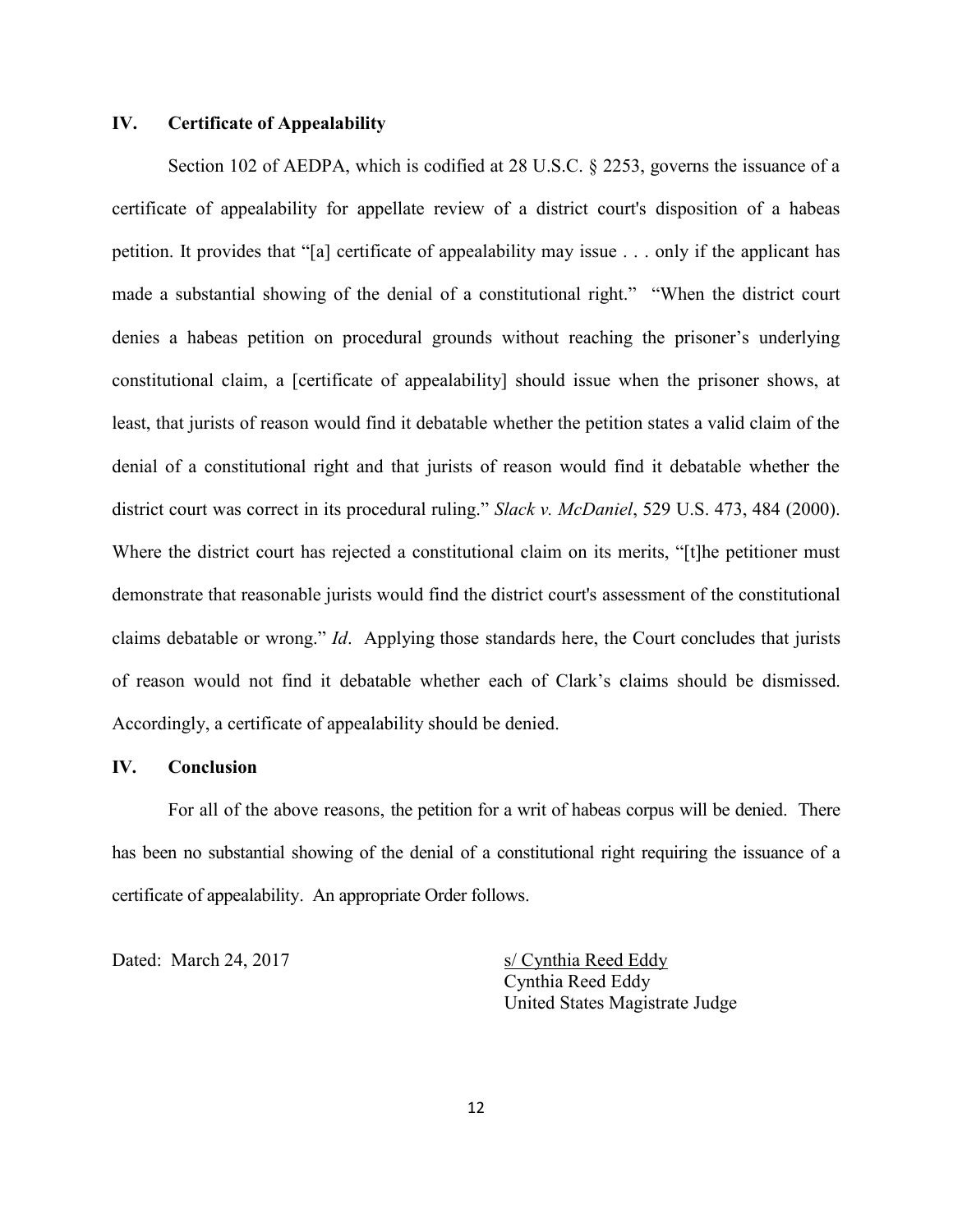## IV. Certificate of Appealability

Section 102 of AEDPA, which is codified at 28 U.S.C. § 2253, governs the issuance of a certificate of appealability for appellate review of a district court's disposition of a habeas petition. It provides that "[a] certificate of appealability may issue . . . only if the applicant has made a substantial showing of the denial of a constitutional right." "When the district court denies a habeas petition on procedural grounds without reaching the prisoner's underlying constitutional claim, a [certificate of appealability] should issue when the prisoner shows, at least, that jurists of reason would find it debatable whether the petition states a valid claim of the denial of a constitutional right and that jurists of reason would find it debatable whether the district court was correct in its procedural ruling." *Slack v. McDaniel*, 529 U.S. 473, 484 (2000). Where the district court has rejected a constitutional claim on its merits, "[t]he petitioner must demonstrate that reasonable jurists would find the district court's assessment of the constitutional claims debatable or wrong." *Id*. Applying those standards here, the Court concludes that jurists of reason would not find it debatable whether each of Clark's claims should be dismissed. Accordingly, a certificate of appealability should be denied.

## IV. Conclusion

For all of the above reasons, the petition for a writ of habeas corpus will be denied. There has been no substantial showing of the denial of a constitutional right requiring the issuance of a certificate of appealability. An appropriate Order follows.

Dated: March 24, 2017

s/ Cynthia Reed Eddy
Cynthia Reed Eddy
United States Magistrate Judge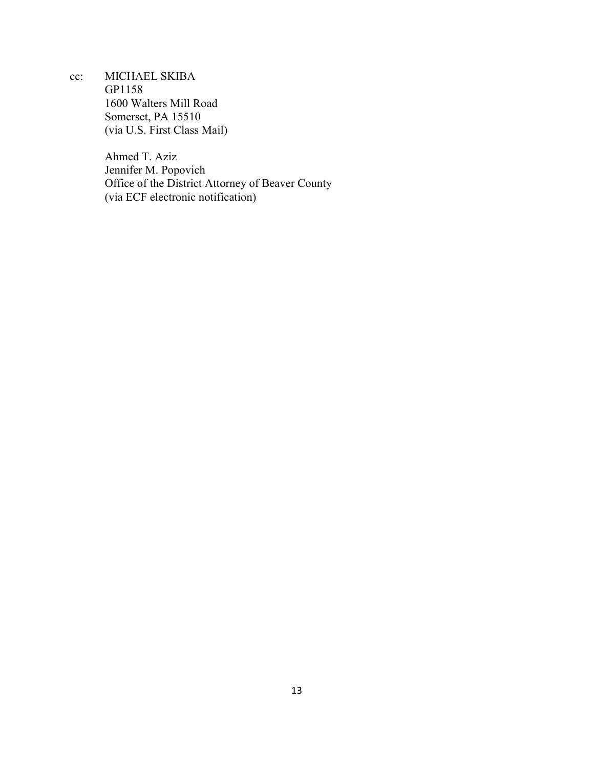cc: MICHAEL SKIBA
GP1158
1600 Walters Mill Road
Somerset, PA 15510
(via U.S. First Class Mail)

Ahmed T. Aziz
Jennifer M. Popovich
Office of the District Attorney of Beaver County
(via ECF electronic notification)